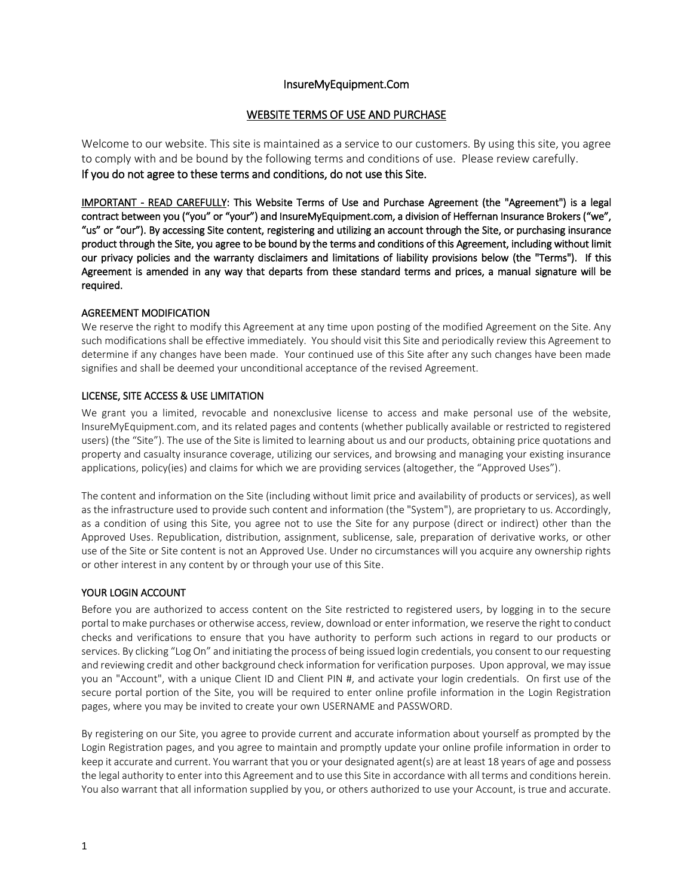# InsureMyEquipment.Com

## WEBSITE TERMS OF USE AND PURCHASE

Welcome to our website. This site is maintained as a service to our customers. By using this site, you agree to comply with and be bound by the following terms and conditions of use. Please review carefully.
**If you do not agree to these terms and conditions, do not use this Site.**

**IMPORTANT - READ CAREFULLY: This Website Terms of Use and Purchase Agreement (the "Agreement") is a legal contract between you ("you" or "your") and InsureMyEquipment.com, a division of Heffernan Insurance Brokers ("we", "us" or "our"). By accessing Site content, registering and utilizing an account through the Site, or purchasing insurance product through the Site, you agree to be bound by the terms and conditions of this Agreement, including without limit our privacy policies and the warranty disclaimers and limitations of liability provisions below (the "Terms"). If this Agreement is amended in any way that departs from these standard terms and prices, a manual signature will be required.**

### AGREEMENT MODIFICATION

We reserve the right to modify this Agreement at any time upon posting of the modified Agreement on the Site. Any such modifications shall be effective immediately. You should visit this Site and periodically review this Agreement to determine if any changes have been made. Your continued use of this Site after any such changes have been made signifies and shall be deemed your unconditional acceptance of the revised Agreement.

### LICENSE, SITE ACCESS & USE LIMITATION

We grant you a limited, revocable and nonexclusive license to access and make personal use of the website, InsureMyEquipment.com, and its related pages and contents (whether publically available or restricted to registered users) (the "Site"). The use of the Site is limited to learning about us and our products, obtaining price quotations and property and casualty insurance coverage, utilizing our services, and browsing and managing your existing insurance applications, policy(ies) and claims for which we are providing services (altogether, the "Approved Uses").

The content and information on the Site (including without limit price and availability of products or services), as well as the infrastructure used to provide such content and information (the "System"), are proprietary to us. Accordingly, as a condition of using this Site, you agree not to use the Site for any purpose (direct or indirect) other than the Approved Uses. Republication, distribution, assignment, sublicense, sale, preparation of derivative works, or other use of the Site or Site content is not an Approved Use. Under no circumstances will you acquire any ownership rights or other interest in any content by or through your use of this Site.

### YOUR LOGIN ACCOUNT

Before you are authorized to access content on the Site restricted to registered users, by logging in to the secure portal to make purchases or otherwise access, review, download or enter information, we reserve the right to conduct checks and verifications to ensure that you have authority to perform such actions in regard to our products or services. By clicking "Log On" and initiating the process of being issued login credentials, you consent to our requesting and reviewing credit and other background check information for verification purposes. Upon approval, we may issue you an "Account", with a unique Client ID and Client PIN #, and activate your login credentials. On first use of the secure portal portion of the Site, you will be required to enter online profile information in the Login Registration pages, where you may be invited to create your own USERNAME and PASSWORD.

By registering on our Site, you agree to provide current and accurate information about yourself as prompted by the Login Registration pages, and you agree to maintain and promptly update your online profile information in order to keep it accurate and current. You warrant that you or your designated agent(s) are at least 18 years of age and possess the legal authority to enter into this Agreement and to use this Site in accordance with all terms and conditions herein. You also warrant that all information supplied by you, or others authorized to use your Account, is true and accurate.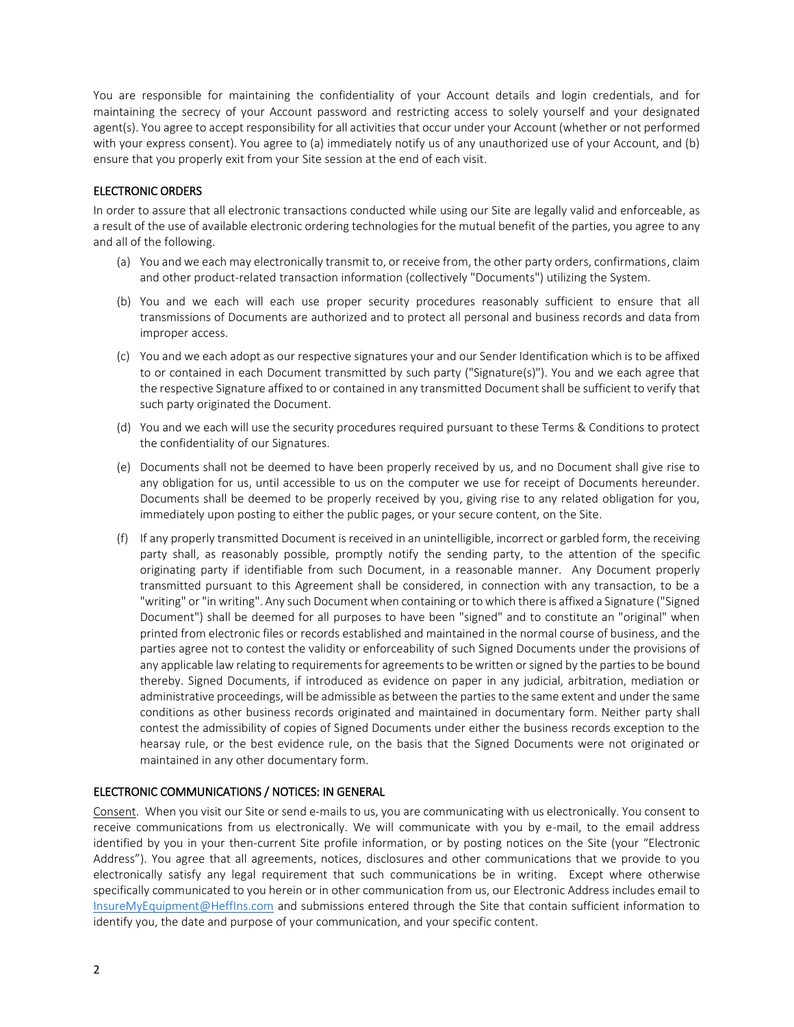You are responsible for maintaining the confidentiality of your Account details and login credentials, and for maintaining the secrecy of your Account password and restricting access to solely yourself and your designated agent(s). You agree to accept responsibility for all activities that occur under your Account (whether or not performed with your express consent). You agree to (a) immediately notify us of any unauthorized use of your Account, and (b) ensure that you properly exit from your Site session at the end of each visit.

## ELECTRONIC ORDERS

In order to assure that all electronic transactions conducted while using our Site are legally valid and enforceable, as a result of the use of available electronic ordering technologies for the mutual benefit of the parties, you agree to any and all of the following.

(a) You and we each may electronically transmit to, or receive from, the other party orders, confirmations, claim and other product-related transaction information (collectively "Documents") utilizing the System.

(b) You and we each will each use proper security procedures reasonably sufficient to ensure that all transmissions of Documents are authorized and to protect all personal and business records and data from improper access.

(c) You and we each adopt as our respective signatures your and our Sender Identification which is to be affixed to or contained in each Document transmitted by such party ("Signature(s)"). You and we each agree that the respective Signature affixed to or contained in any transmitted Document shall be sufficient to verify that such party originated the Document.

(d) You and we each will use the security procedures required pursuant to these Terms & Conditions to protect the confidentiality of our Signatures.

(e) Documents shall not be deemed to have been properly received by us, and no Document shall give rise to any obligation for us, until accessible to us on the computer we use for receipt of Documents hereunder. Documents shall be deemed to be properly received by you, giving rise to any related obligation for you, immediately upon posting to either the public pages, or your secure content, on the Site.

(f) If any properly transmitted Document is received in an unintelligible, incorrect or garbled form, the receiving party shall, as reasonably possible, promptly notify the sending party, to the attention of the specific originating party if identifiable from such Document, in a reasonable manner. Any Document properly transmitted pursuant to this Agreement shall be considered, in connection with any transaction, to be a "writing" or "in writing". Any such Document when containing or to which there is affixed a Signature ("Signed Document") shall be deemed for all purposes to have been "signed" and to constitute an "original" when printed from electronic files or records established and maintained in the normal course of business, and the parties agree not to contest the validity or enforceability of such Signed Documents under the provisions of any applicable law relating to requirements for agreements to be written or signed by the parties to be bound thereby. Signed Documents, if introduced as evidence on paper in any judicial, arbitration, mediation or administrative proceedings, will be admissible as between the parties to the same extent and under the same conditions as other business records originated and maintained in documentary form. Neither party shall contest the admissibility of copies of Signed Documents under either the business records exception to the hearsay rule, or the best evidence rule, on the basis that the Signed Documents were not originated or maintained in any other documentary form.

## ELECTRONIC COMMUNICATIONS / NOTICES: IN GENERAL

Consent. When you visit our Site or send e-mails to us, you are communicating with us electronically. You consent to receive communications from us electronically. We will communicate with you by e-mail, to the email address identified by you in your then-current Site profile information, or by posting notices on the Site (your "Electronic Address"). You agree that all agreements, notices, disclosures and other communications that we provide to you electronically satisfy any legal requirement that such communications be in writing. Except where otherwise specifically communicated to you herein or in other communication from us, our Electronic Address includes email to InsureMyEquipment@HeffIns.com and submissions entered through the Site that contain sufficient information to identify you, the date and purpose of your communication, and your specific content.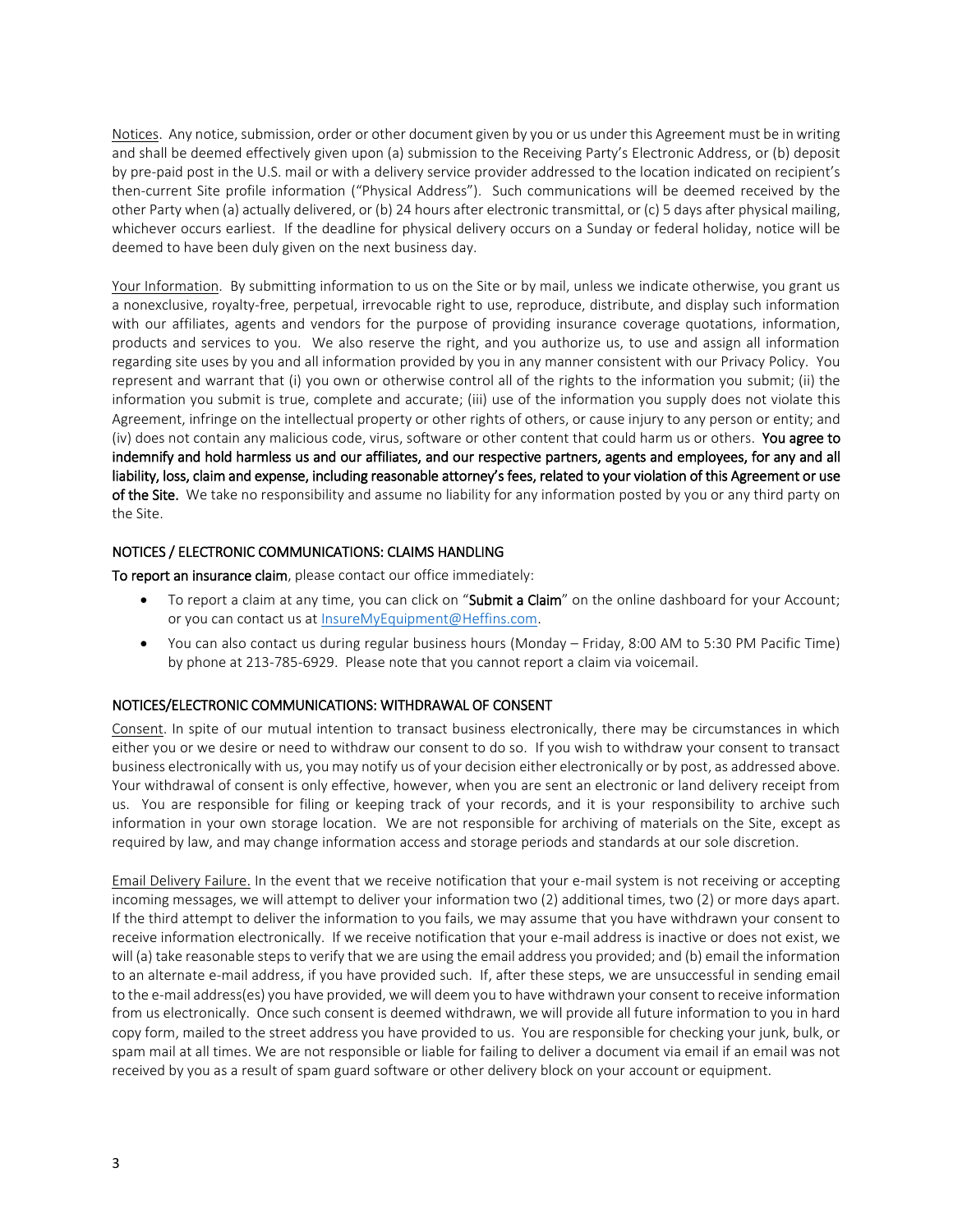Notices. Any notice, submission, order or other document given by you or us under this Agreement must be in writing and shall be deemed effectively given upon (a) submission to the Receiving Party's Electronic Address, or (b) deposit by pre-paid post in the U.S. mail or with a delivery service provider addressed to the location indicated on recipient's then-current Site profile information ("Physical Address"). Such communications will be deemed received by the other Party when (a) actually delivered, or (b) 24 hours after electronic transmittal, or (c) 5 days after physical mailing, whichever occurs earliest. If the deadline for physical delivery occurs on a Sunday or federal holiday, notice will be deemed to have been duly given on the next business day.

Your Information. By submitting information to us on the Site or by mail, unless we indicate otherwise, you grant us a nonexclusive, royalty-free, perpetual, irrevocable right to use, reproduce, distribute, and display such information with our affiliates, agents and vendors for the purpose of providing insurance coverage quotations, information, products and services to you. We also reserve the right, and you authorize us, to use and assign all information regarding site uses by you and all information provided by you in any manner consistent with our Privacy Policy. You represent and warrant that (i) you own or otherwise control all of the rights to the information you submit; (ii) the information you submit is true, complete and accurate; (iii) use of the information you supply does not violate this Agreement, infringe on the intellectual property or other rights of others, or cause injury to any person or entity; and (iv) does not contain any malicious code, virus, software or other content that could harm us or others. **You agree to indemnify and hold harmless us and our affiliates, and our respective partners, agents and employees, for any and all liability, loss, claim and expense, including reasonable attorney's fees, related to your violation of this Agreement or use of the Site.** We take no responsibility and assume no liability for any information posted by you or any third party on the Site.

## NOTICES / ELECTRONIC COMMUNICATIONS: CLAIMS HANDLING

**To report an insurance claim**, please contact our office immediately:

- To report a claim at any time, you can click on "**Submit a Claim**" on the online dashboard for your Account; or you can contact us at InsureMyEquipment@Heffins.com.
- You can also contact us during regular business hours (Monday – Friday, 8:00 AM to 5:30 PM Pacific Time) by phone at 213-785-6929. Please note that you cannot report a claim via voicemail.

## NOTICES/ELECTRONIC COMMUNICATIONS: WITHDRAWAL OF CONSENT

Consent. In spite of our mutual intention to transact business electronically, there may be circumstances in which either you or we desire or need to withdraw our consent to do so. If you wish to withdraw your consent to transact business electronically with us, you may notify us of your decision either electronically or by post, as addressed above. Your withdrawal of consent is only effective, however, when you are sent an electronic or land delivery receipt from us. You are responsible for filing or keeping track of your records, and it is your responsibility to archive such information in your own storage location. We are not responsible for archiving of materials on the Site, except as required by law, and may change information access and storage periods and standards at our sole discretion.

Email Delivery Failure. In the event that we receive notification that your e-mail system is not receiving or accepting incoming messages, we will attempt to deliver your information two (2) additional times, two (2) or more days apart. If the third attempt to deliver the information to you fails, we may assume that you have withdrawn your consent to receive information electronically. If we receive notification that your e-mail address is inactive or does not exist, we will (a) take reasonable steps to verify that we are using the email address you provided; and (b) email the information to an alternate e-mail address, if you have provided such. If, after these steps, we are unsuccessful in sending email to the e-mail address(es) you have provided, we will deem you to have withdrawn your consent to receive information from us electronically. Once such consent is deemed withdrawn, we will provide all future information to you in hard copy form, mailed to the street address you have provided to us. You are responsible for checking your junk, bulk, or spam mail at all times. We are not responsible or liable for failing to deliver a document via email if an email was not received by you as a result of spam guard software or other delivery block on your account or equipment.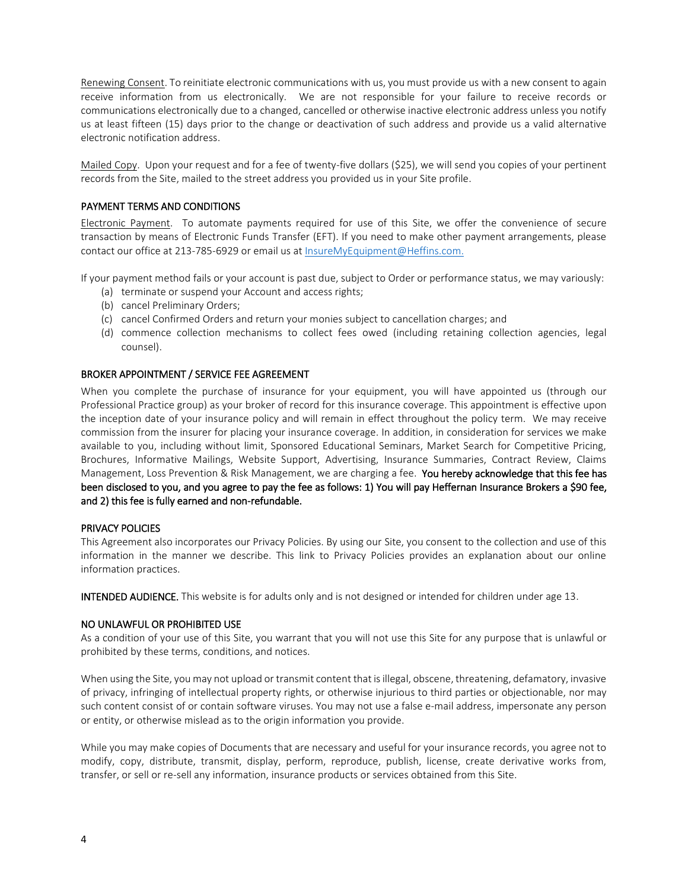Renewing Consent. To reinitiate electronic communications with us, you must provide us with a new consent to again receive information from us electronically. We are not responsible for your failure to receive records or communications electronically due to a changed, cancelled or otherwise inactive electronic address unless you notify us at least fifteen (15) days prior to the change or deactivation of such address and provide us a valid alternative electronic notification address.

Mailed Copy. Upon your request and for a fee of twenty-five dollars ($25), we will send you copies of your pertinent records from the Site, mailed to the street address you provided us in your Site profile.

## PAYMENT TERMS AND CONDITIONS

Electronic Payment. To automate payments required for use of this Site, we offer the convenience of secure transaction by means of Electronic Funds Transfer (EFT). If you need to make other payment arrangements, please contact our office at 213-785-6929 or email us at InsureMyEquipment@Heffins.com.

If your payment method fails or your account is past due, subject to Order or performance status, we may variously:

(a) terminate or suspend your Account and access rights;
(b) cancel Preliminary Orders;
(c) cancel Confirmed Orders and return your monies subject to cancellation charges; and
(d) commence collection mechanisms to collect fees owed (including retaining collection agencies, legal counsel).

## BROKER APPOINTMENT / SERVICE FEE AGREEMENT

When you complete the purchase of insurance for your equipment, you will have appointed us (through our Professional Practice group) as your broker of record for this insurance coverage. This appointment is effective upon the inception date of your insurance policy and will remain in effect throughout the policy term. We may receive commission from the insurer for placing your insurance coverage. In addition, in consideration for services we make available to you, including without limit, Sponsored Educational Seminars, Market Search for Competitive Pricing, Brochures, Informative Mailings, Website Support, Advertising, Insurance Summaries, Contract Review, Claims Management, Loss Prevention & Risk Management, we are charging a fee. **You hereby acknowledge that this fee has been disclosed to you, and you agree to pay the fee as follows: 1) You will pay Heffernan Insurance Brokers a $90 fee, and 2) this fee is fully earned and non-refundable.**

## PRIVACY POLICIES

This Agreement also incorporates our Privacy Policies. By using our Site, you consent to the collection and use of this information in the manner we describe. This link to Privacy Policies provides an explanation about our online information practices.

**INTENDED AUDIENCE.** This website is for adults only and is not designed or intended for children under age 13.

## NO UNLAWFUL OR PROHIBITED USE

As a condition of your use of this Site, you warrant that you will not use this Site for any purpose that is unlawful or prohibited by these terms, conditions, and notices.

When using the Site, you may not upload or transmit content that is illegal, obscene, threatening, defamatory, invasive of privacy, infringing of intellectual property rights, or otherwise injurious to third parties or objectionable, nor may such content consist of or contain software viruses. You may not use a false e-mail address, impersonate any person or entity, or otherwise mislead as to the origin information you provide.

While you may make copies of Documents that are necessary and useful for your insurance records, you agree not to modify, copy, distribute, transmit, display, perform, reproduce, publish, license, create derivative works from, transfer, or sell or re-sell any information, insurance products or services obtained from this Site.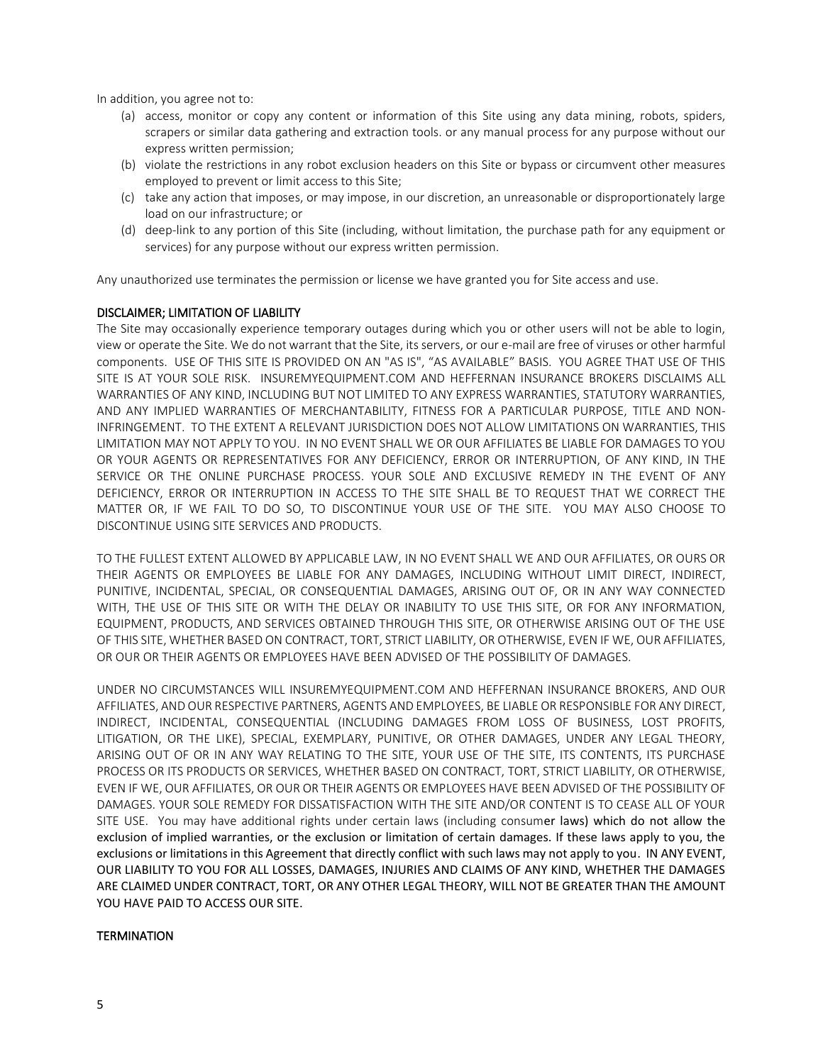In addition, you agree not to:

(a) access, monitor or copy any content or information of this Site using any data mining, robots, spiders, scrapers or similar data gathering and extraction tools. or any manual process for any purpose without our express written permission;
(b) violate the restrictions in any robot exclusion headers on this Site or bypass or circumvent other measures employed to prevent or limit access to this Site;
(c) take any action that imposes, or may impose, in our discretion, an unreasonable or disproportionately large load on our infrastructure; or
(d) deep-link to any portion of this Site (including, without limitation, the purchase path for any equipment or services) for any purpose without our express written permission.

Any unauthorized use terminates the permission or license we have granted you for Site access and use.

## DISCLAIMER; LIMITATION OF LIABILITY

The Site may occasionally experience temporary outages during which you or other users will not be able to login, view or operate the Site. We do not warrant that the Site, its servers, or our e-mail are free of viruses or other harmful components. USE OF THIS SITE IS PROVIDED ON AN "AS IS", "AS AVAILABLE" BASIS. YOU AGREE THAT USE OF THIS SITE IS AT YOUR SOLE RISK. INSUREMYEQUIPMENT.COM AND HEFFERNAN INSURANCE BROKERS DISCLAIMS ALL WARRANTIES OF ANY KIND, INCLUDING BUT NOT LIMITED TO ANY EXPRESS WARRANTIES, STATUTORY WARRANTIES, AND ANY IMPLIED WARRANTIES OF MERCHANTABILITY, FITNESS FOR A PARTICULAR PURPOSE, TITLE AND NON-INFRINGEMENT. TO THE EXTENT A RELEVANT JURISDICTION DOES NOT ALLOW LIMITATIONS ON WARRANTIES, THIS LIMITATION MAY NOT APPLY TO YOU. IN NO EVENT SHALL WE OR OUR AFFILIATES BE LIABLE FOR DAMAGES TO YOU OR YOUR AGENTS OR REPRESENTATIVES FOR ANY DEFICIENCY, ERROR OR INTERRUPTION, OF ANY KIND, IN THE SERVICE OR THE ONLINE PURCHASE PROCESS. YOUR SOLE AND EXCLUSIVE REMEDY IN THE EVENT OF ANY DEFICIENCY, ERROR OR INTERRUPTION IN ACCESS TO THE SITE SHALL BE TO REQUEST THAT WE CORRECT THE MATTER OR, IF WE FAIL TO DO SO, TO DISCONTINUE YOUR USE OF THE SITE. YOU MAY ALSO CHOOSE TO DISCONTINUE USING SITE SERVICES AND PRODUCTS.

TO THE FULLEST EXTENT ALLOWED BY APPLICABLE LAW, IN NO EVENT SHALL WE AND OUR AFFILIATES, OR OURS OR THEIR AGENTS OR EMPLOYEES BE LIABLE FOR ANY DAMAGES, INCLUDING WITHOUT LIMIT DIRECT, INDIRECT, PUNITIVE, INCIDENTAL, SPECIAL, OR CONSEQUENTIAL DAMAGES, ARISING OUT OF, OR IN ANY WAY CONNECTED WITH, THE USE OF THIS SITE OR WITH THE DELAY OR INABILITY TO USE THIS SITE, OR FOR ANY INFORMATION, EQUIPMENT, PRODUCTS, AND SERVICES OBTAINED THROUGH THIS SITE, OR OTHERWISE ARISING OUT OF THE USE OF THIS SITE, WHETHER BASED ON CONTRACT, TORT, STRICT LIABILITY, OR OTHERWISE, EVEN IF WE, OUR AFFILIATES, OR OUR OR THEIR AGENTS OR EMPLOYEES HAVE BEEN ADVISED OF THE POSSIBILITY OF DAMAGES.

UNDER NO CIRCUMSTANCES WILL INSUREMYEQUIPMENT.COM AND HEFFERNAN INSURANCE BROKERS, AND OUR AFFILIATES, AND OUR RESPECTIVE PARTNERS, AGENTS AND EMPLOYEES, BE LIABLE OR RESPONSIBLE FOR ANY DIRECT, INDIRECT, INCIDENTAL, CONSEQUENTIAL (INCLUDING DAMAGES FROM LOSS OF BUSINESS, LOST PROFITS, LITIGATION, OR THE LIKE), SPECIAL, EXEMPLARY, PUNITIVE, OR OTHER DAMAGES, UNDER ANY LEGAL THEORY, ARISING OUT OF OR IN ANY WAY RELATING TO THE SITE, YOUR USE OF THE SITE, ITS CONTENTS, ITS PURCHASE PROCESS OR ITS PRODUCTS OR SERVICES, WHETHER BASED ON CONTRACT, TORT, STRICT LIABILITY, OR OTHERWISE, EVEN IF WE, OUR AFFILIATES, OR OUR OR THEIR AGENTS OR EMPLOYEES HAVE BEEN ADVISED OF THE POSSIBILITY OF DAMAGES. YOUR SOLE REMEDY FOR DISSATISFACTION WITH THE SITE AND/OR CONTENT IS TO CEASE ALL OF YOUR SITE USE. You may have additional rights under certain laws (including consumer laws) which do not allow the exclusion of implied warranties, or the exclusion or limitation of certain damages. If these laws apply to you, the exclusions or limitations in this Agreement that directly conflict with such laws may not apply to you. IN ANY EVENT, OUR LIABILITY TO YOU FOR ALL LOSSES, DAMAGES, INJURIES AND CLAIMS OF ANY KIND, WHETHER THE DAMAGES ARE CLAIMED UNDER CONTRACT, TORT, OR ANY OTHER LEGAL THEORY, WILL NOT BE GREATER THAN THE AMOUNT YOU HAVE PAID TO ACCESS OUR SITE.

## TERMINATION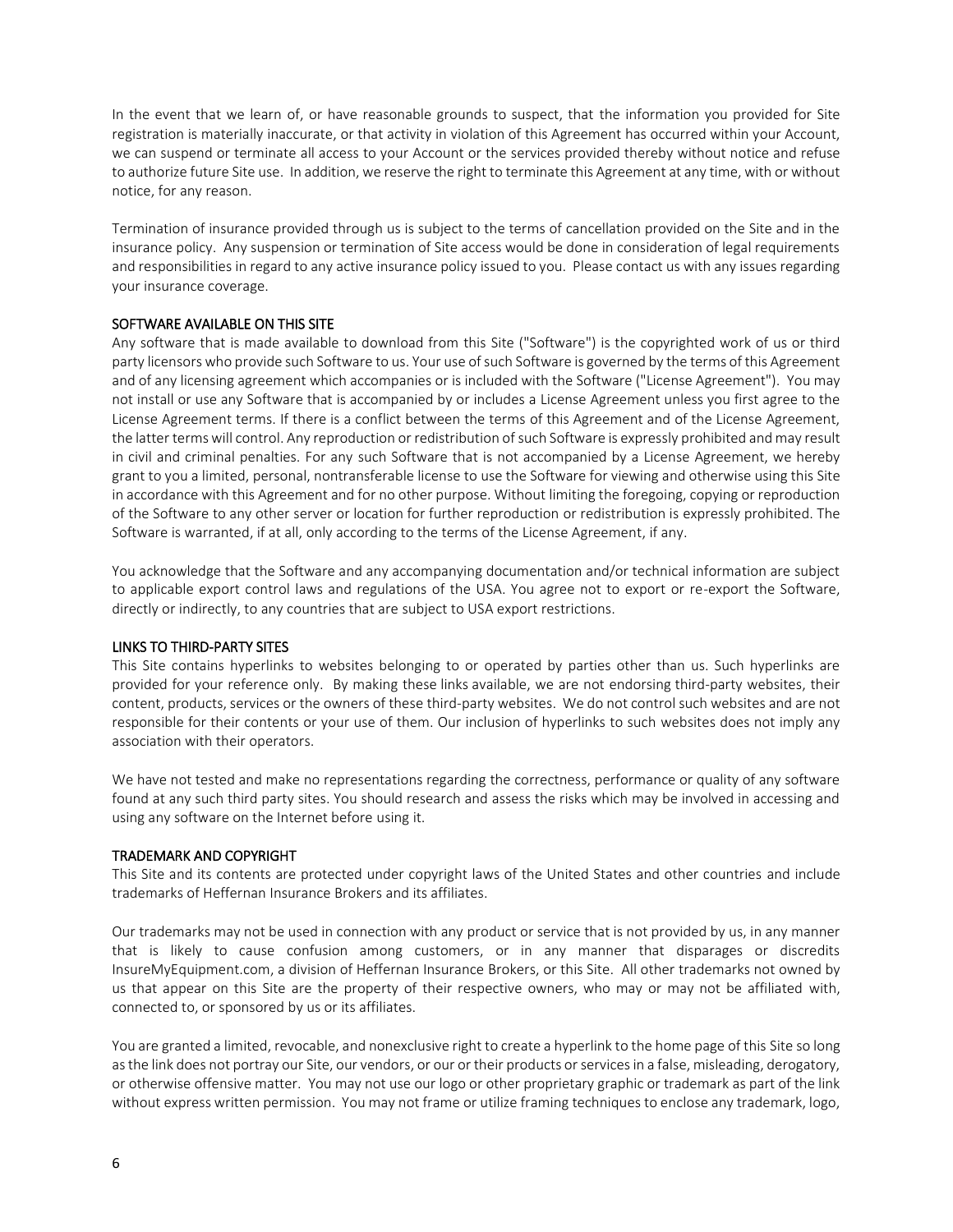In the event that we learn of, or have reasonable grounds to suspect, that the information you provided for Site registration is materially inaccurate, or that activity in violation of this Agreement has occurred within your Account, we can suspend or terminate all access to your Account or the services provided thereby without notice and refuse to authorize future Site use. In addition, we reserve the right to terminate this Agreement at any time, with or without notice, for any reason.

Termination of insurance provided through us is subject to the terms of cancellation provided on the Site and in the insurance policy. Any suspension or termination of Site access would be done in consideration of legal requirements and responsibilities in regard to any active insurance policy issued to you. Please contact us with any issues regarding your insurance coverage.

## SOFTWARE AVAILABLE ON THIS SITE

Any software that is made available to download from this Site ("Software") is the copyrighted work of us or third party licensors who provide such Software to us. Your use of such Software is governed by the terms of this Agreement and of any licensing agreement which accompanies or is included with the Software ("License Agreement"). You may not install or use any Software that is accompanied by or includes a License Agreement unless you first agree to the License Agreement terms. If there is a conflict between the terms of this Agreement and of the License Agreement, the latter terms will control. Any reproduction or redistribution of such Software is expressly prohibited and may result in civil and criminal penalties. For any such Software that is not accompanied by a License Agreement, we hereby grant to you a limited, personal, nontransferable license to use the Software for viewing and otherwise using this Site in accordance with this Agreement and for no other purpose. Without limiting the foregoing, copying or reproduction of the Software to any other server or location for further reproduction or redistribution is expressly prohibited. The Software is warranted, if at all, only according to the terms of the License Agreement, if any.

You acknowledge that the Software and any accompanying documentation and/or technical information are subject to applicable export control laws and regulations of the USA. You agree not to export or re-export the Software, directly or indirectly, to any countries that are subject to USA export restrictions.

## LINKS TO THIRD-PARTY SITES

This Site contains hyperlinks to websites belonging to or operated by parties other than us. Such hyperlinks are provided for your reference only. By making these links available, we are not endorsing third-party websites, their content, products, services or the owners of these third-party websites. We do not control such websites and are not responsible for their contents or your use of them. Our inclusion of hyperlinks to such websites does not imply any association with their operators.

We have not tested and make no representations regarding the correctness, performance or quality of any software found at any such third party sites. You should research and assess the risks which may be involved in accessing and using any software on the Internet before using it.

## TRADEMARK AND COPYRIGHT

This Site and its contents are protected under copyright laws of the United States and other countries and include trademarks of Heffernan Insurance Brokers and its affiliates.

Our trademarks may not be used in connection with any product or service that is not provided by us, in any manner that is likely to cause confusion among customers, or in any manner that disparages or discredits InsureMyEquipment.com, a division of Heffernan Insurance Brokers, or this Site. All other trademarks not owned by us that appear on this Site are the property of their respective owners, who may or may not be affiliated with, connected to, or sponsored by us or its affiliates.

You are granted a limited, revocable, and nonexclusive right to create a hyperlink to the home page of this Site so long as the link does not portray our Site, our vendors, or our or their products or services in a false, misleading, derogatory, or otherwise offensive matter. You may not use our logo or other proprietary graphic or trademark as part of the link without express written permission. You may not frame or utilize framing techniques to enclose any trademark, logo,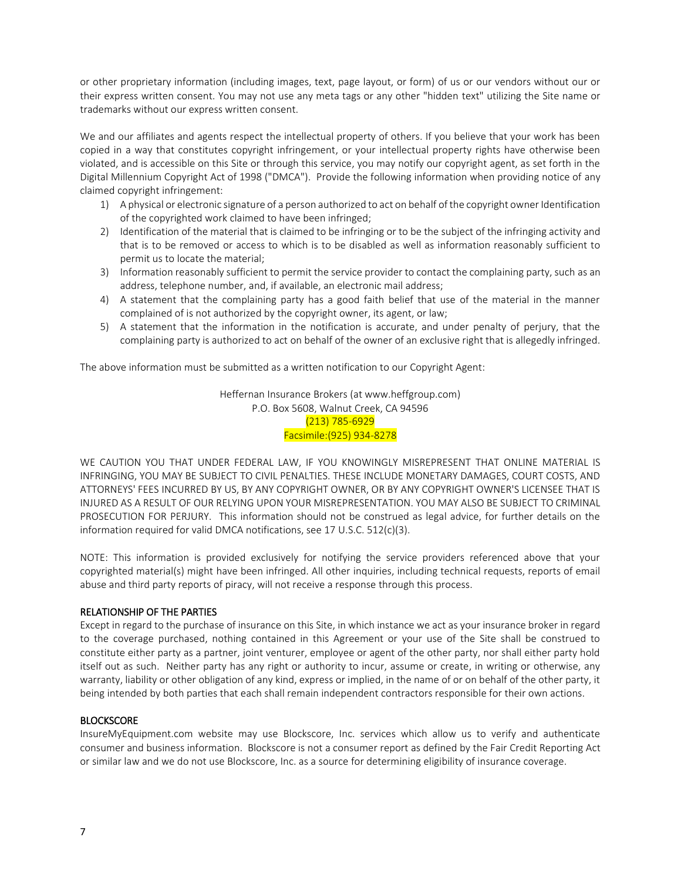or other proprietary information (including images, text, page layout, or form) of us or our vendors without our or their express written consent. You may not use any meta tags or any other "hidden text" utilizing the Site name or trademarks without our express written consent.

We and our affiliates and agents respect the intellectual property of others. If you believe that your work has been copied in a way that constitutes copyright infringement, or your intellectual property rights have otherwise been violated, and is accessible on this Site or through this service, you may notify our copyright agent, as set forth in the Digital Millennium Copyright Act of 1998 ("DMCA"). Provide the following information when providing notice of any claimed copyright infringement:

1) A physical or electronic signature of a person authorized to act on behalf of the copyright owner Identification of the copyrighted work claimed to have been infringed;
2) Identification of the material that is claimed to be infringing or to be the subject of the infringing activity and that is to be removed or access to which is to be disabled as well as information reasonably sufficient to permit us to locate the material;
3) Information reasonably sufficient to permit the service provider to contact the complaining party, such as an address, telephone number, and, if available, an electronic mail address;
4) A statement that the complaining party has a good faith belief that use of the material in the manner complained of is not authorized by the copyright owner, its agent, or law;
5) A statement that the information in the notification is accurate, and under penalty of perjury, that the complaining party is authorized to act on behalf of the owner of an exclusive right that is allegedly infringed.

The above information must be submitted as a written notification to our Copyright Agent:

Heffernan Insurance Brokers (at www.heffgroup.com)
P.O. Box 5608, Walnut Creek, CA 94596
(213) 785-6929
Facsimile:(925) 934-8278

WE CAUTION YOU THAT UNDER FEDERAL LAW, IF YOU KNOWINGLY MISREPRESENT THAT ONLINE MATERIAL IS INFRINGING, YOU MAY BE SUBJECT TO CIVIL PENALTIES. THESE INCLUDE MONETARY DAMAGES, COURT COSTS, AND ATTORNEYS' FEES INCURRED BY US, BY ANY COPYRIGHT OWNER, OR BY ANY COPYRIGHT OWNER'S LICENSEE THAT IS INJURED AS A RESULT OF OUR RELYING UPON YOUR MISREPRESENTATION. YOU MAY ALSO BE SUBJECT TO CRIMINAL PROSECUTION FOR PERJURY. This information should not be construed as legal advice, for further details on the information required for valid DMCA notifications, see 17 U.S.C. 512(c)(3).

NOTE: This information is provided exclusively for notifying the service providers referenced above that your copyrighted material(s) might have been infringed. All other inquiries, including technical requests, reports of email abuse and third party reports of piracy, will not receive a response through this process.

## RELATIONSHIP OF THE PARTIES

Except in regard to the purchase of insurance on this Site, in which instance we act as your insurance broker in regard to the coverage purchased, nothing contained in this Agreement or your use of the Site shall be construed to constitute either party as a partner, joint venturer, employee or agent of the other party, nor shall either party hold itself out as such. Neither party has any right or authority to incur, assume or create, in writing or otherwise, any warranty, liability or other obligation of any kind, express or implied, in the name of or on behalf of the other party, it being intended by both parties that each shall remain independent contractors responsible for their own actions.

## BLOCKSCORE

InsureMyEquipment.com website may use Blockscore, Inc. services which allow us to verify and authenticate consumer and business information. Blockscore is not a consumer report as defined by the Fair Credit Reporting Act or similar law and we do not use Blockscore, Inc. as a source for determining eligibility of insurance coverage.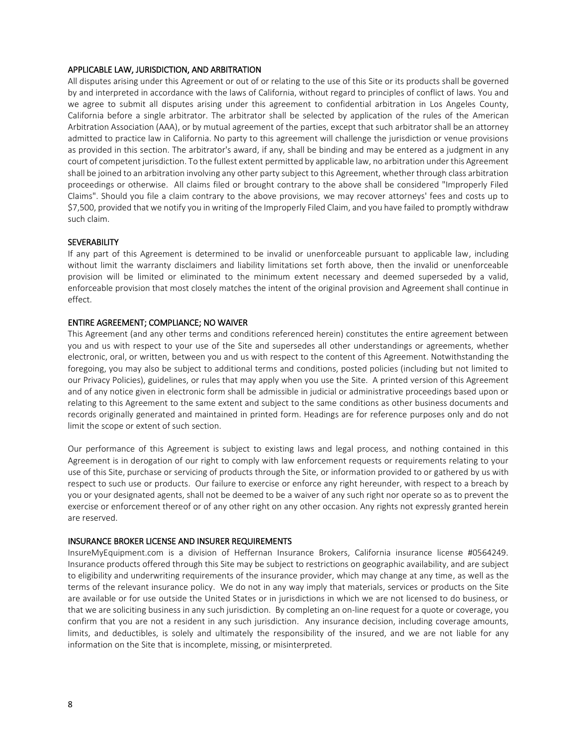## APPLICABLE LAW, JURISDICTION, AND ARBITRATION

All disputes arising under this Agreement or out of or relating to the use of this Site or its products shall be governed by and interpreted in accordance with the laws of California, without regard to principles of conflict of laws. You and we agree to submit all disputes arising under this agreement to confidential arbitration in Los Angeles County, California before a single arbitrator. The arbitrator shall be selected by application of the rules of the American Arbitration Association (AAA), or by mutual agreement of the parties, except that such arbitrator shall be an attorney admitted to practice law in California. No party to this agreement will challenge the jurisdiction or venue provisions as provided in this section. The arbitrator's award, if any, shall be binding and may be entered as a judgment in any court of competent jurisdiction. To the fullest extent permitted by applicable law, no arbitration under this Agreement shall be joined to an arbitration involving any other party subject to this Agreement, whether through class arbitration proceedings or otherwise. All claims filed or brought contrary to the above shall be considered "Improperly Filed Claims". Should you file a claim contrary to the above provisions, we may recover attorneys' fees and costs up to $7,500, provided that we notify you in writing of the Improperly Filed Claim, and you have failed to promptly withdraw such claim.

## SEVERABILITY

If any part of this Agreement is determined to be invalid or unenforceable pursuant to applicable law, including without limit the warranty disclaimers and liability limitations set forth above, then the invalid or unenforceable provision will be limited or eliminated to the minimum extent necessary and deemed superseded by a valid, enforceable provision that most closely matches the intent of the original provision and Agreement shall continue in effect.

## ENTIRE AGREEMENT; COMPLIANCE; NO WAIVER

This Agreement (and any other terms and conditions referenced herein) constitutes the entire agreement between you and us with respect to your use of the Site and supersedes all other understandings or agreements, whether electronic, oral, or written, between you and us with respect to the content of this Agreement. Notwithstanding the foregoing, you may also be subject to additional terms and conditions, posted policies (including but not limited to our Privacy Policies), guidelines, or rules that may apply when you use the Site. A printed version of this Agreement and of any notice given in electronic form shall be admissible in judicial or administrative proceedings based upon or relating to this Agreement to the same extent and subject to the same conditions as other business documents and records originally generated and maintained in printed form. Headings are for reference purposes only and do not limit the scope or extent of such section.

Our performance of this Agreement is subject to existing laws and legal process, and nothing contained in this Agreement is in derogation of our right to comply with law enforcement requests or requirements relating to your use of this Site, purchase or servicing of products through the Site, or information provided to or gathered by us with respect to such use or products. Our failure to exercise or enforce any right hereunder, with respect to a breach by you or your designated agents, shall not be deemed to be a waiver of any such right nor operate so as to prevent the exercise or enforcement thereof or of any other right on any other occasion. Any rights not expressly granted herein are reserved.

## INSURANCE BROKER LICENSE AND INSURER REQUIREMENTS

InsureMyEquipment.com is a division of Heffernan Insurance Brokers, California insurance license #0564249. Insurance products offered through this Site may be subject to restrictions on geographic availability, and are subject to eligibility and underwriting requirements of the insurance provider, which may change at any time, as well as the terms of the relevant insurance policy. We do not in any way imply that materials, services or products on the Site are available or for use outside the United States or in jurisdictions in which we are not licensed to do business, or that we are soliciting business in any such jurisdiction. By completing an on-line request for a quote or coverage, you confirm that you are not a resident in any such jurisdiction. Any insurance decision, including coverage amounts, limits, and deductibles, is solely and ultimately the responsibility of the insured, and we are not liable for any information on the Site that is incomplete, missing, or misinterpreted.